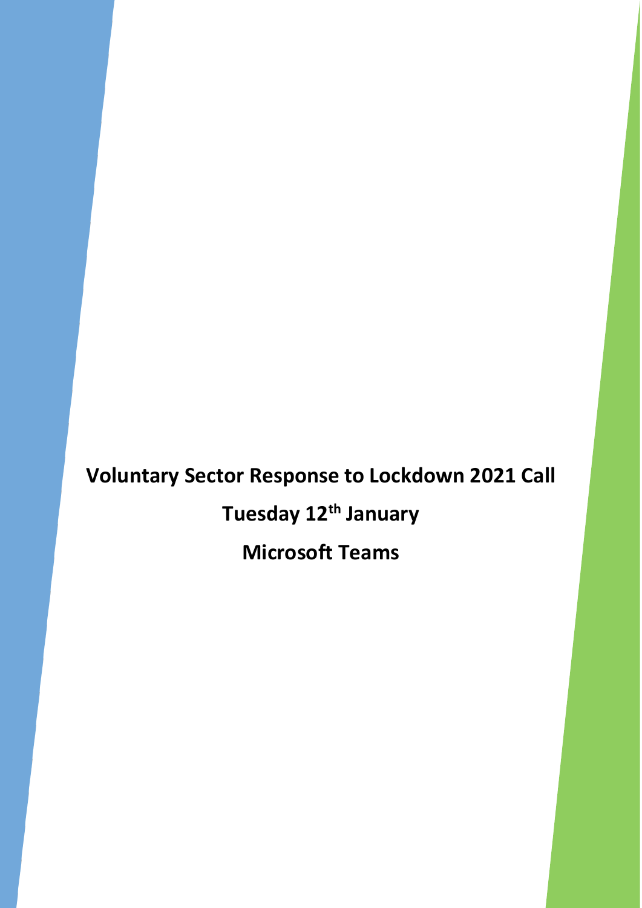# Voluntary Sector Response to Lockdown 2021 Call

**Tuesday 12th January**

**Microsoft Teams**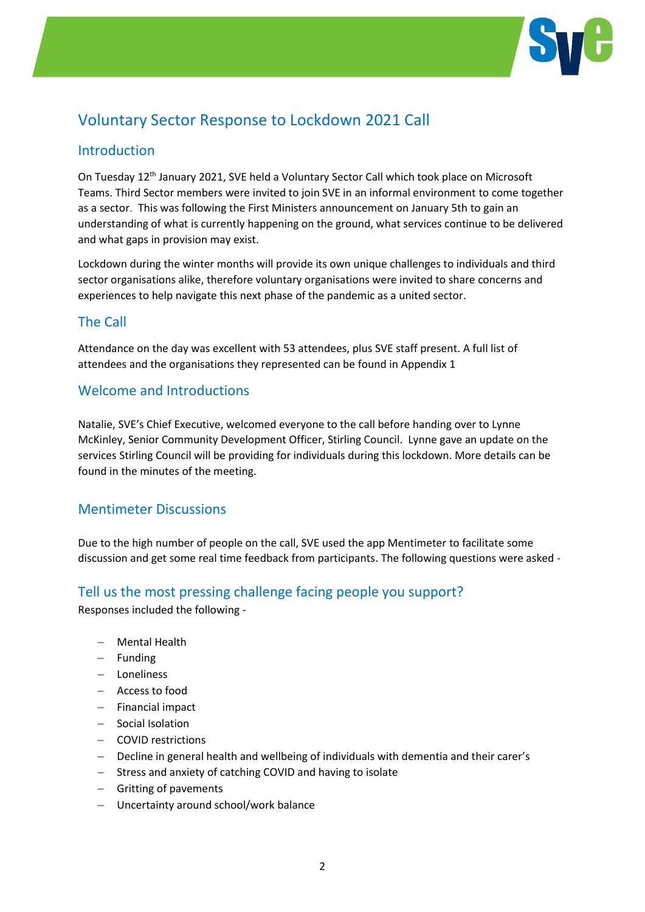# Voluntary Sector Response to Lockdown 2021 Call

## Introduction

On Tuesday 12th January 2021, SVE held a Voluntary Sector Call which took place on Microsoft Teams. Third Sector members were invited to join SVE in an informal environment to come together as a sector. This was following the First Ministers announcement on January 5th to gain an understanding of what is currently happening on the ground, what services continue to be delivered and what gaps in provision may exist.

Lockdown during the winter months will provide its own unique challenges to individuals and third sector organisations alike, therefore voluntary organisations were invited to share concerns and experiences to help navigate this next phase of the pandemic as a united sector.

## The Call

Attendance on the day was excellent with 53 attendees, plus SVE staff present. A full list of attendees and the organisations they represented can be found in Appendix 1

## Welcome and Introductions

Natalie, SVE's Chief Executive, welcomed everyone to the call before handing over to Lynne McKinley, Senior Community Development Officer, Stirling Council. Lynne gave an update on the services Stirling Council will be providing for individuals during this lockdown. More details can be found in the minutes of the meeting.

## Mentimeter Discussions

Due to the high number of people on the call, SVE used the app Mentimeter to facilitate some discussion and get some real time feedback from participants. The following questions were asked -

## Tell us the most pressing challenge facing people you support?

Responses included the following -

- Mental Health
- Funding
- Loneliness
- Access to food
- Financial impact
- Social Isolation
- COVID restrictions
- Decline in general health and wellbeing of individuals with dementia and their carer's
- Stress and anxiety of catching COVID and having to isolate
- Gritting of pavements
- Uncertainty around school/work balance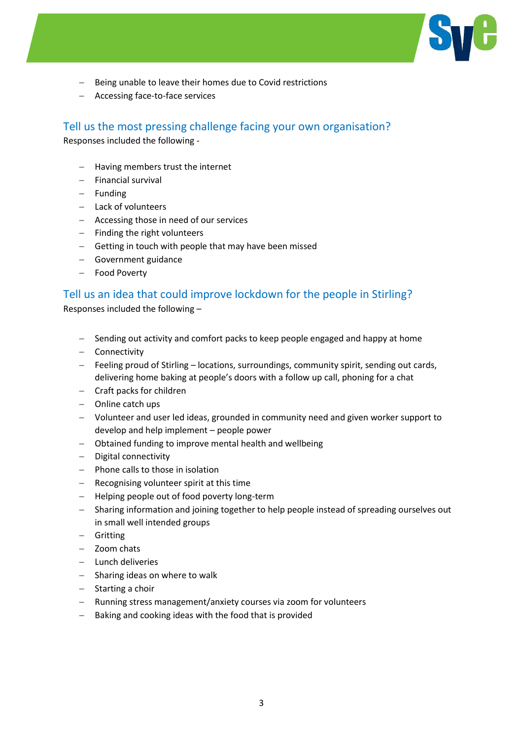- Being unable to leave their homes due to Covid restrictions
- Accessing face-to-face services

## Tell us the most pressing challenge facing your own organisation?

Responses included the following -

- Having members trust the internet
- Financial survival
- Funding
- Lack of volunteers
- Accessing those in need of our services
- Finding the right volunteers
- Getting in touch with people that may have been missed
- Government guidance
- Food Poverty

## Tell us an idea that could improve lockdown for the people in Stirling?

Responses included the following –

- Sending out activity and comfort packs to keep people engaged and happy at home
- Connectivity
- Feeling proud of Stirling – locations, surroundings, community spirit, sending out cards, delivering home baking at people's doors with a follow up call, phoning for a chat
- Craft packs for children
- Online catch ups
- Volunteer and user led ideas, grounded in community need and given worker support to develop and help implement – people power
- Obtained funding to improve mental health and wellbeing
- Digital connectivity
- Phone calls to those in isolation
- Recognising volunteer spirit at this time
- Helping people out of food poverty long-term
- Sharing information and joining together to help people instead of spreading ourselves out in small well intended groups
- Gritting
- Zoom chats
- Lunch deliveries
- Sharing ideas on where to walk
- Starting a choir
- Running stress management/anxiety courses via zoom for volunteers
- Baking and cooking ideas with the food that is provided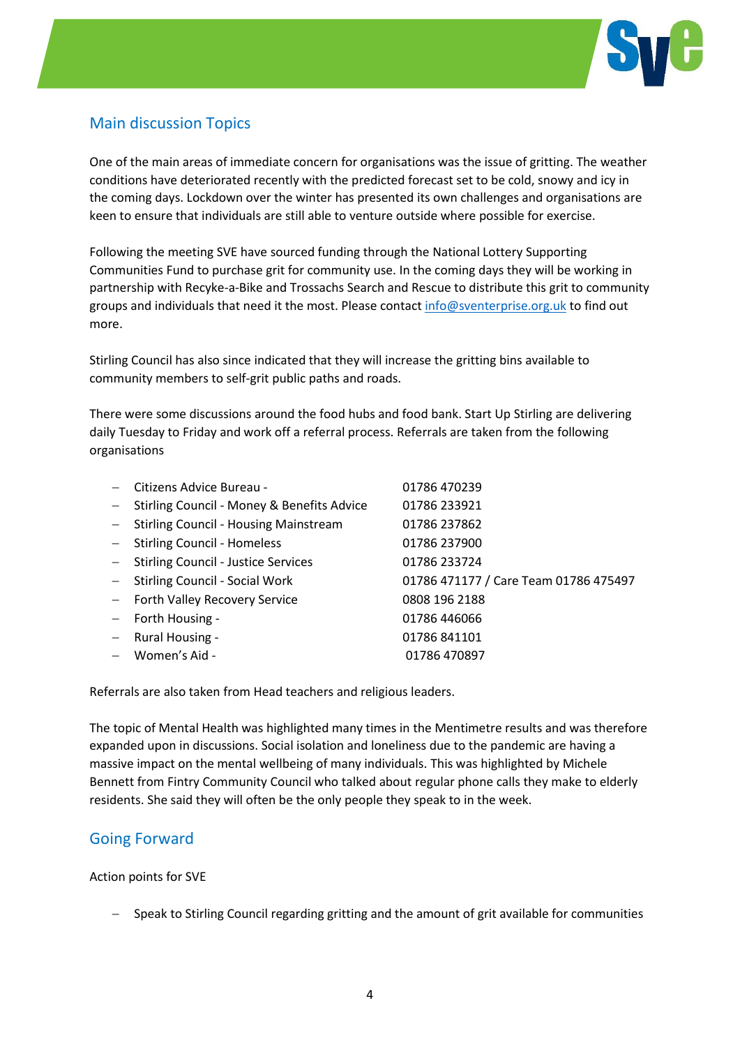## Main discussion Topics

One of the main areas of immediate concern for organisations was the issue of gritting. The weather conditions have deteriorated recently with the predicted forecast set to be cold, snowy and icy in the coming days. Lockdown over the winter has presented its own challenges and organisations are keen to ensure that individuals are still able to venture outside where possible for exercise.

Following the meeting SVE have sourced funding through the National Lottery Supporting Communities Fund to purchase grit for community use. In the coming days they will be working in partnership with Recyke-a-Bike and Trossachs Search and Rescue to distribute this grit to community groups and individuals that need it the most. Please contact info@sventerprise.org.uk to find out more.

Stirling Council has also since indicated that they will increase the gritting bins available to community members to self-grit public paths and roads.

There were some discussions around the food hubs and food bank. Start Up Stirling are delivering daily Tuesday to Friday and work off a referral process. Referrals are taken from the following organisations

| | |
|---|---|
| – Citizens Advice Bureau - | 01786 470239 |
| – Stirling Council - Money & Benefits Advice | 01786 233921 |
| – Stirling Council - Housing Mainstream | 01786 237862 |
| – Stirling Council - Homeless | 01786 237900 |
| – Stirling Council - Justice Services | 01786 233724 |
| – Stirling Council - Social Work | 01786 471177 / Care Team 01786 475497 |
| – Forth Valley Recovery Service | 0808 196 2188 |
| – Forth Housing - | 01786 446066 |
| – Rural Housing - | 01786 841101 |
| – Women's Aid - | 01786 470897 |

Referrals are also taken from Head teachers and religious leaders.

The topic of Mental Health was highlighted many times in the Mentimetre results and was therefore expanded upon in discussions. Social isolation and loneliness due to the pandemic are having a massive impact on the mental wellbeing of many individuals. This was highlighted by Michele Bennett from Fintry Community Council who talked about regular phone calls they make to elderly residents. She said they will often be the only people they speak to in the week.

## Going Forward

Action points for SVE

- Speak to Stirling Council regarding gritting and the amount of grit available for communities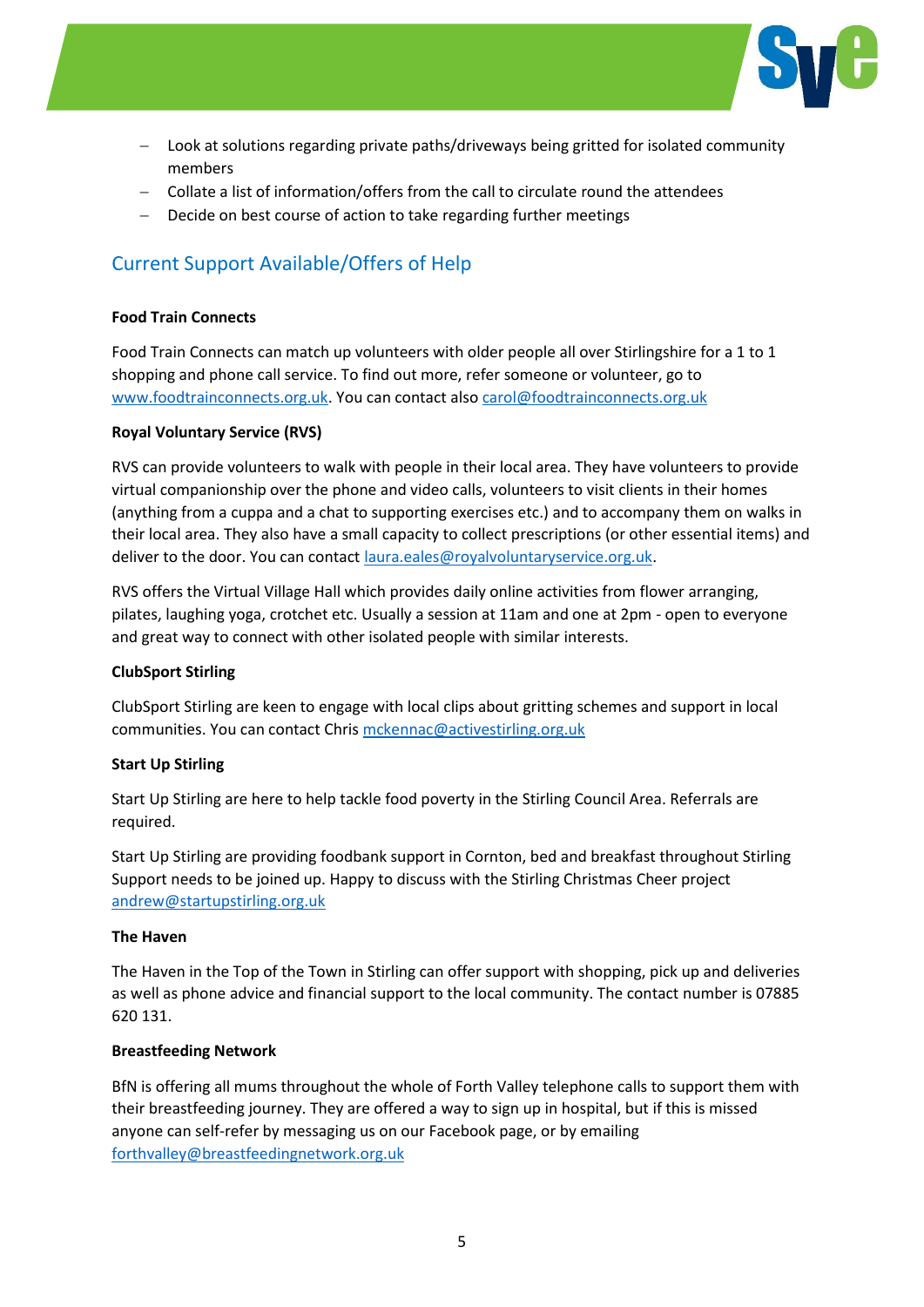- Look at solutions regarding private paths/driveways being gritted for isolated community members
- Collate a list of information/offers from the call to circulate round the attendees
- Decide on best course of action to take regarding further meetings

## Current Support Available/Offers of Help

**Food Train Connects**

Food Train Connects can match up volunteers with older people all over Stirlingshire for a 1 to 1 shopping and phone call service. To find out more, refer someone or volunteer, go to www.foodtrainconnects.org.uk. You can contact also carol@foodtrainconnects.org.uk

**Royal Voluntary Service (RVS)**

RVS can provide volunteers to walk with people in their local area. They have volunteers to provide virtual companionship over the phone and video calls, volunteers to visit clients in their homes (anything from a cuppa and a chat to supporting exercises etc.) and to accompany them on walks in their local area. They also have a small capacity to collect prescriptions (or other essential items) and deliver to the door. You can contact laura.eales@royalvoluntaryservice.org.uk.

RVS offers the Virtual Village Hall which provides daily online activities from flower arranging, pilates, laughing yoga, crotchet etc. Usually a session at 11am and one at 2pm - open to everyone and great way to connect with other isolated people with similar interests.

**ClubSport Stirling**

ClubSport Stirling are keen to engage with local clips about gritting schemes and support in local communities. You can contact Chris mckennac@activestirling.org.uk

**Start Up Stirling**

Start Up Stirling are here to help tackle food poverty in the Stirling Council Area. Referrals are required.

Start Up Stirling are providing foodbank support in Cornton, bed and breakfast throughout Stirling Support needs to be joined up. Happy to discuss with the Stirling Christmas Cheer project andrew@startupstirling.org.uk

**The Haven**

The Haven in the Top of the Town in Stirling can offer support with shopping, pick up and deliveries as well as phone advice and financial support to the local community. The contact number is 07885 620 131.

**Breastfeeding Network**

BfN is offering all mums throughout the whole of Forth Valley telephone calls to support them with their breastfeeding journey. They are offered a way to sign up in hospital, but if this is missed anyone can self-refer by messaging us on our Facebook page, or by emailing forthvalley@breastfeedingnetwork.org.uk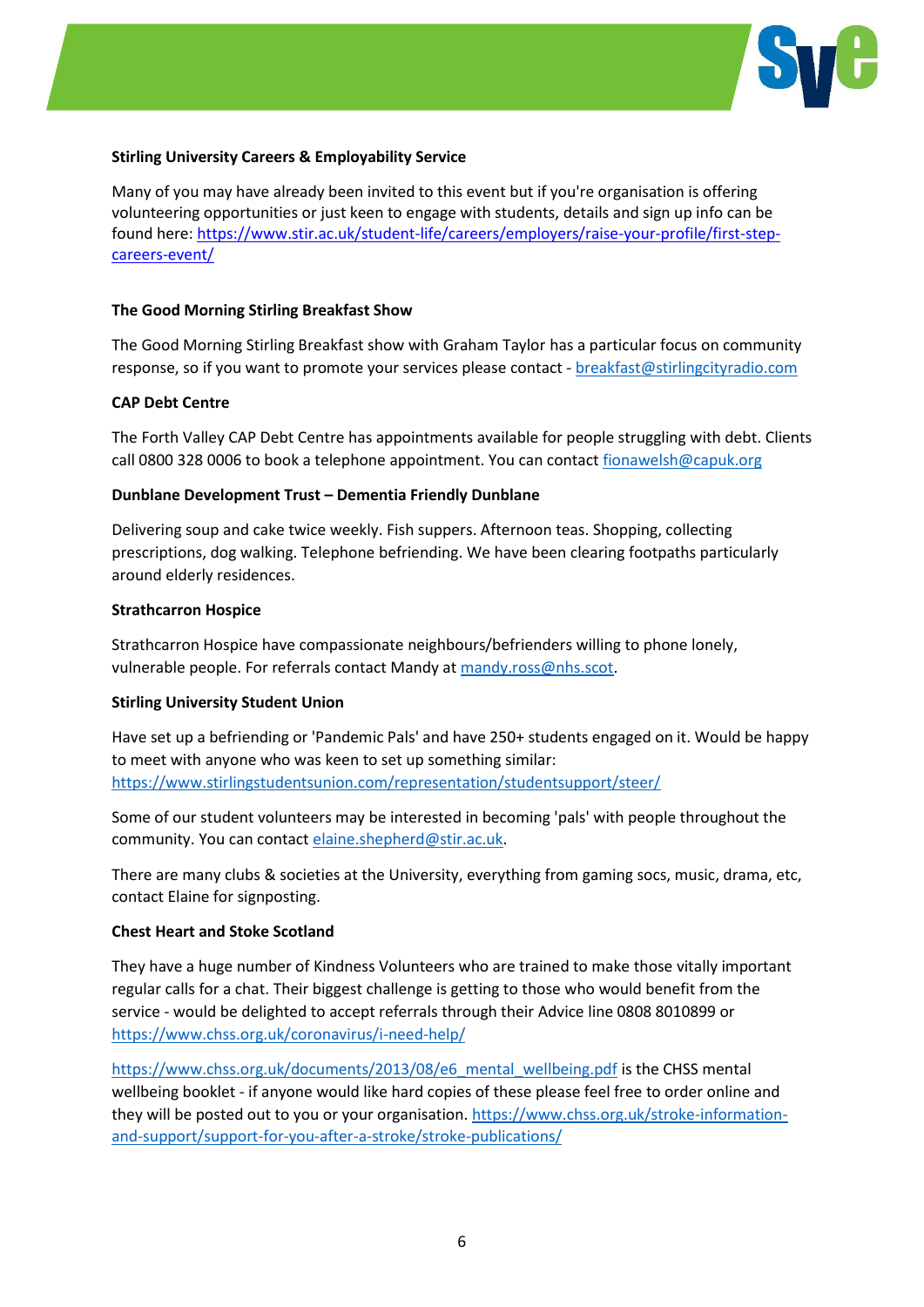**Stirling University Careers & Employability Service**

Many of you may have already been invited to this event but if you're organisation is offering volunteering opportunities or just keen to engage with students, details and sign up info can be found here: [https://www.stir.ac.uk/student-life/careers/employers/raise-your-profile/first-step-careers-event/](https://www.stir.ac.uk/student-life/careers/employers/raise-your-profile/first-step-careers-event/)

**The Good Morning Stirling Breakfast Show**

The Good Morning Stirling Breakfast show with Graham Taylor has a particular focus on community response, so if you want to promote your services please contact - [breakfast@stirlingcityradio.com](mailto:breakfast@stirlingcityradio.com)

**CAP Debt Centre**

The Forth Valley CAP Debt Centre has appointments available for people struggling with debt. Clients call 0800 328 0006 to book a telephone appointment. You can contact [fionawelsh@capuk.org](mailto:fionawelsh@capuk.org)

**Dunblane Development Trust – Dementia Friendly Dunblane**

Delivering soup and cake twice weekly. Fish suppers. Afternoon teas. Shopping, collecting prescriptions, dog walking. Telephone befriending. We have been clearing footpaths particularly around elderly residences.

**Strathcarron Hospice**

Strathcarron Hospice have compassionate neighbours/befrienders willing to phone lonely, vulnerable people. For referrals contact Mandy at [mandy.ross@nhs.scot](mailto:mandy.ross@nhs.scot).

**Stirling University Student Union**

Have set up a befriending or 'Pandemic Pals' and have 250+ students engaged on it. Would be happy to meet with anyone who was keen to set up something similar: [https://www.stirlingstudentsunion.com/representation/studentsupport/steer/](https://www.stirlingstudentsunion.com/representation/studentsupport/steer/)

Some of our student volunteers may be interested in becoming 'pals' with people throughout the community. You can contact [elaine.shepherd@stir.ac.uk](mailto:elaine.shepherd@stir.ac.uk).

There are many clubs & societies at the University, everything from gaming socs, music, drama, etc, contact Elaine for signposting.

**Chest Heart and Stoke Scotland**

They have a huge number of Kindness Volunteers who are trained to make those vitally important regular calls for a chat. Their biggest challenge is getting to those who would benefit from the service - would be delighted to accept referrals through their Advice line 0808 8010899 or [https://www.chss.org.uk/coronavirus/i-need-help/](https://www.chss.org.uk/coronavirus/i-need-help/)

[https://www.chss.org.uk/documents/2013/08/e6_mental_wellbeing.pdf](https://www.chss.org.uk/documents/2013/08/e6_mental_wellbeing.pdf) is the CHSS mental wellbeing booklet - if anyone would like hard copies of these please feel free to order online and they will be posted out to you or your organisation. [https://www.chss.org.uk/stroke-information-and-support/support-for-you-after-a-stroke/stroke-publications/](https://www.chss.org.uk/stroke-information-and-support/support-for-you-after-a-stroke/stroke-publications/)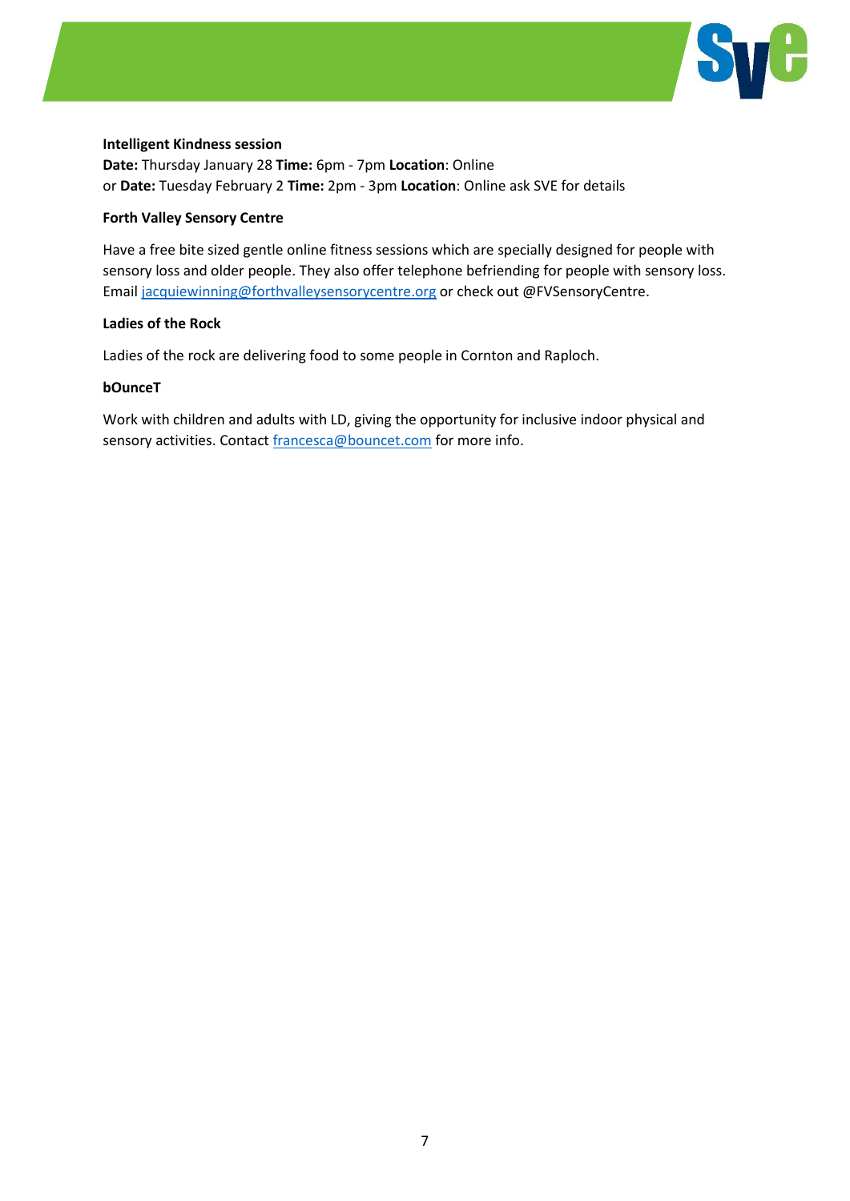**Intelligent Kindness session**
**Date:** Thursday January 28 **Time:** 6pm - 7pm **Location**: Online
or **Date:** Tuesday February 2 **Time:** 2pm - 3pm **Location**: Online ask SVE for details

**Forth Valley Sensory Centre**

Have a free bite sized gentle online fitness sessions which are specially designed for people with sensory loss and older people. They also offer telephone befriending for people with sensory loss. Email jacquiewinning@forthvalleysensorycentre.org or check out @FVSensoryCentre.

**Ladies of the Rock**

Ladies of the rock are delivering food to some people in Cornton and Raploch.

**bOunceT**

Work with children and adults with LD, giving the opportunity for inclusive indoor physical and sensory activities. Contact francesca@bouncet.com for more info.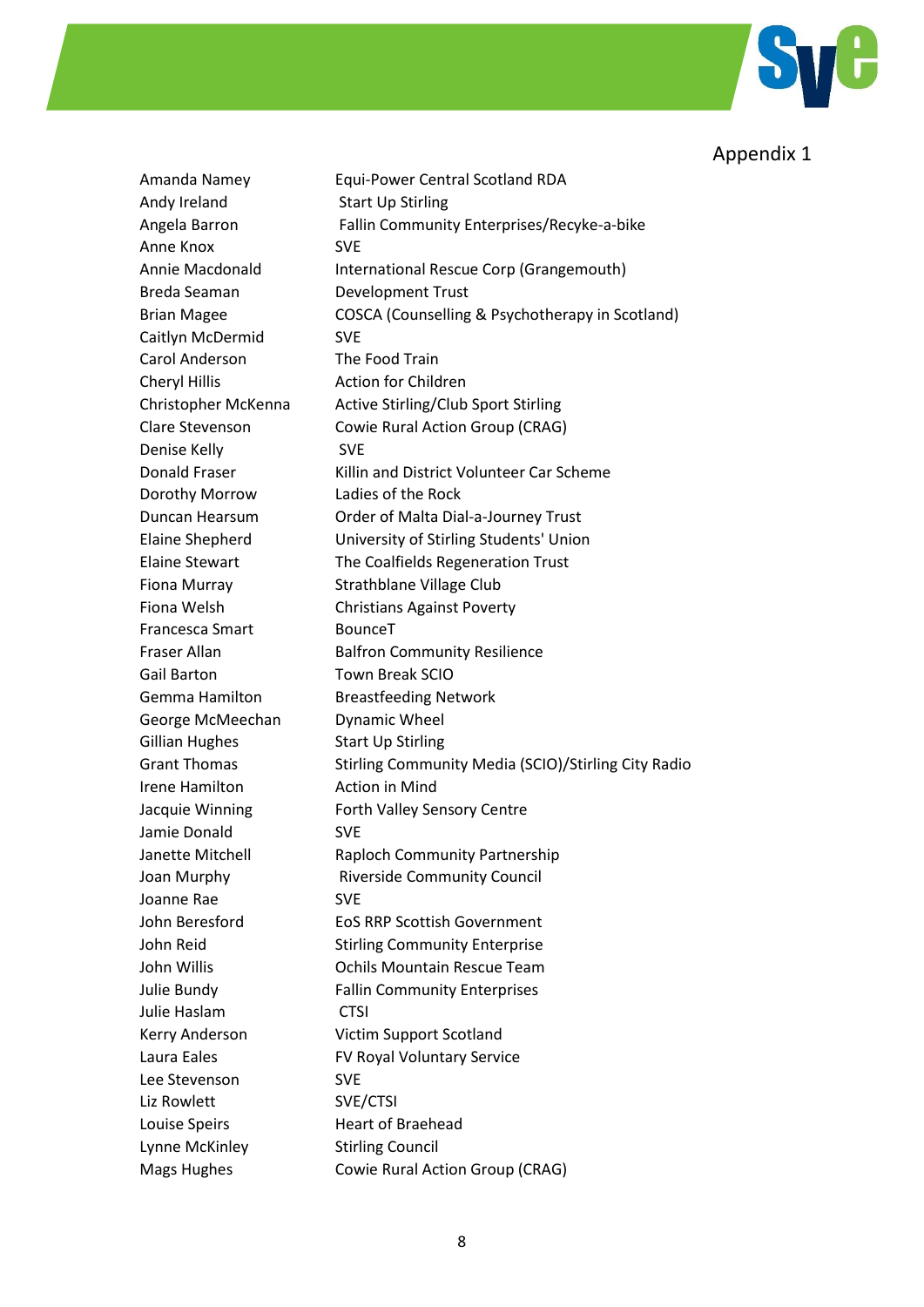Appendix 1

| | |
|---|---|
| Amanda Namey | Equi-Power Central Scotland RDA |
| Andy Ireland | Start Up Stirling |
| Angela Barron | Fallin Community Enterprises/Recyke-a-bike |
| Anne Knox | SVE |
| Annie Macdonald | International Rescue Corp (Grangemouth) |
| Breda Seaman | Development Trust |
| Brian Magee | COSCA (Counselling & Psychotherapy in Scotland) |
| Caitlyn McDermid | SVE |
| Carol Anderson | The Food Train |
| Cheryl Hillis | Action for Children |
| Christopher McKenna | Active Stirling/Club Sport Stirling |
| Clare Stevenson | Cowie Rural Action Group (CRAG) |
| Denise Kelly | SVE |
| Donald Fraser | Killin and District Volunteer Car Scheme |
| Dorothy Morrow | Ladies of the Rock |
| Duncan Hearsum | Order of Malta Dial-a-Journey Trust |
| Elaine Shepherd | University of Stirling Students' Union |
| Elaine Stewart | The Coalfields Regeneration Trust |
| Fiona Murray | Strathblane Village Club |
| Fiona Welsh | Christians Against Poverty |
| Francesca Smart | BounceT |
| Fraser Allan | Balfron Community Resilience |
| Gail Barton | Town Break SCIO |
| Gemma Hamilton | Breastfeeding Network |
| George McMeechan | Dynamic Wheel |
| Gillian Hughes | Start Up Stirling |
| Grant Thomas | Stirling Community Media (SCIO)/Stirling City Radio |
| Irene Hamilton | Action in Mind |
| Jacquie Winning | Forth Valley Sensory Centre |
| Jamie Donald | SVE |
| Janette Mitchell | Raploch Community Partnership |
| Joan Murphy | Riverside Community Council |
| Joanne Rae | SVE |
| John Beresford | EoS RRP Scottish Government |
| John Reid | Stirling Community Enterprise |
| John Willis | Ochils Mountain Rescue Team |
| Julie Bundy | Fallin Community Enterprises |
| Julie Haslam | CTSI |
| Kerry Anderson | Victim Support Scotland |
| Laura Eales | FV Royal Voluntary Service |
| Lee Stevenson | SVE |
| Liz Rowlett | SVE/CTSI |
| Louise Speirs | Heart of Braehead |
| Lynne McKinley | Stirling Council |
| Mags Hughes | Cowie Rural Action Group (CRAG) |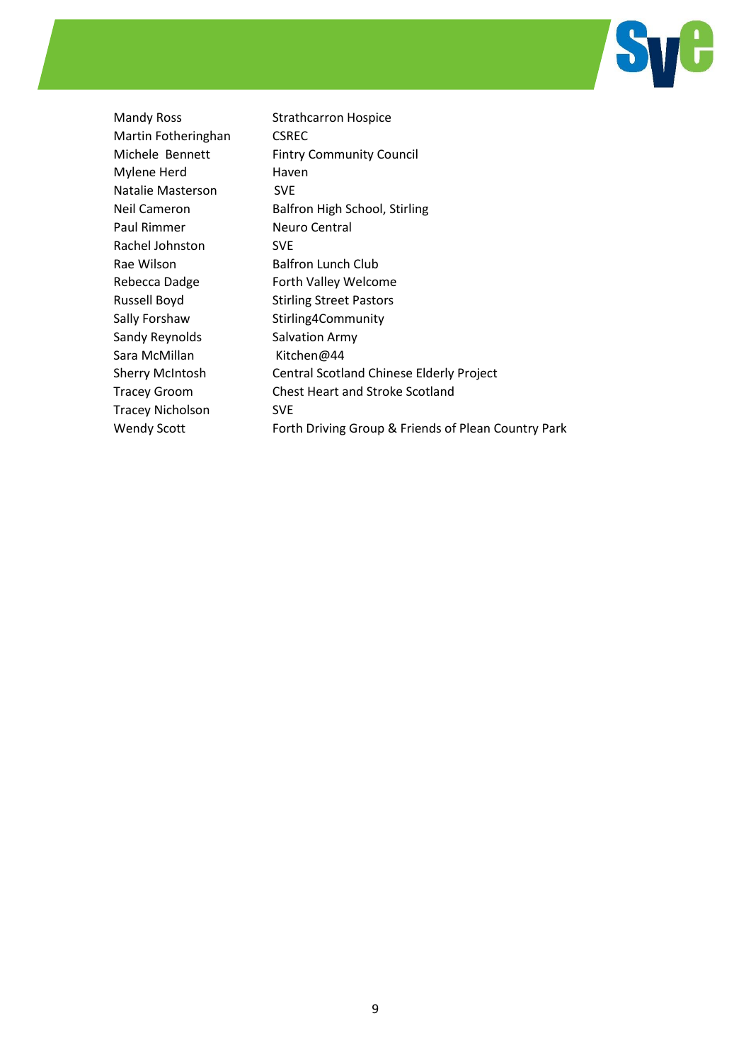| | |
|---|---|
| Mandy Ross | Strathcarron Hospice |
| Martin Fotheringhan | CSREC |
| Michele Bennett | Fintry Community Council |
| Mylene Herd | Haven |
| Natalie Masterson | SVE |
| Neil Cameron | Balfron High School, Stirling |
| Paul Rimmer | Neuro Central |
| Rachel Johnston | SVE |
| Rae Wilson | Balfron Lunch Club |
| Rebecca Dadge | Forth Valley Welcome |
| Russell Boyd | Stirling Street Pastors |
| Sally Forshaw | Stirling4Community |
| Sandy Reynolds | Salvation Army |
| Sara McMillan | Kitchen@44 |
| Sherry McIntosh | Central Scotland Chinese Elderly Project |
| Tracey Groom | Chest Heart and Stroke Scotland |
| Tracey Nicholson | SVE |
| Wendy Scott | Forth Driving Group & Friends of Plean Country Park |